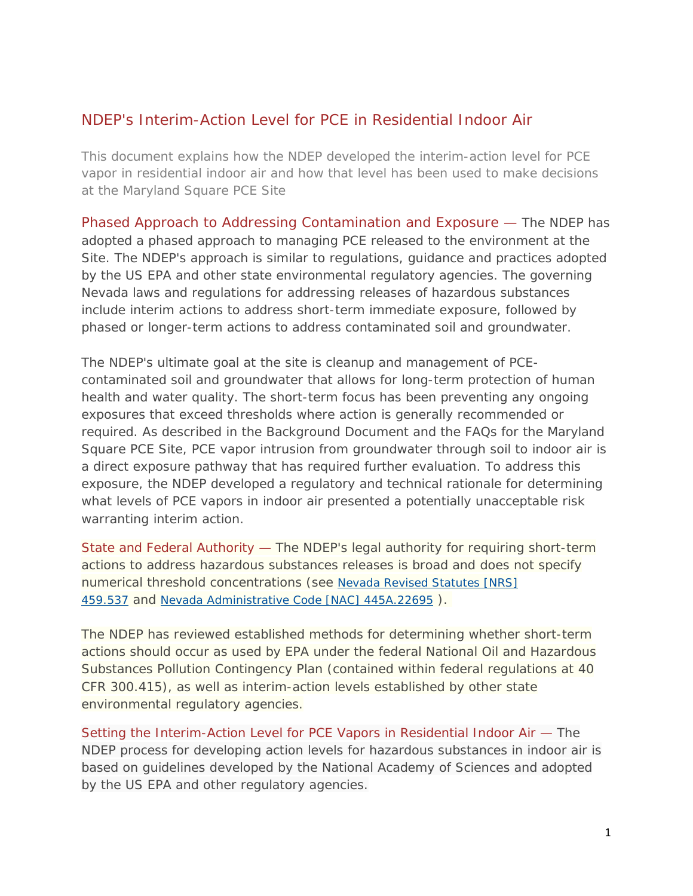## NDEP's Interim-Action Level for PCE in Residential Indoor Air

This document explains how the NDEP developed the interim-action level for PCE vapor in residential indoor air and how that level has been used to make decisions at the Maryland Square PCE Site

**Phased Approach to Addressing Contamination and Exposure —** The NDEP has adopted a phased approach to managing PCE released to the environment at the Site. The NDEP's approach is similar to regulations, guidance and practices adopted by the US EPA and other state environmental regulatory agencies. The governing Nevada laws and regulations for addressing releases of hazardous substances include interim actions to address short-term immediate exposure, followed by phased or longer-term actions to address contaminated soil and groundwater.

The NDEP's ultimate goal at the site is cleanup and management of PCE-contaminated soil and groundwater that allows for long-term protection of human health and water quality. The short-term focus has been preventing any ongoing exposures that exceed thresholds where action is generally recommended or required. As described in the Background Document and the FAQs for the Maryland Square PCE Site, PCE vapor intrusion from groundwater through soil to indoor air is a direct exposure pathway that has required further evaluation. To address this exposure, the NDEP developed a regulatory and technical rationale for determining what levels of PCE vapors in indoor air presented a potentially unacceptable risk warranting interim action.

**State and Federal Authority —** The NDEP's legal authority for requiring short-term actions to address hazardous substances releases is broad and does not specify numerical threshold concentrations (see [Nevada Revised Statutes [NRS] 459.537]() and [Nevada Administrative Code [NAC] 445A.22695]() ).

The NDEP has reviewed established methods for determining whether short-term actions should occur as used by EPA under the federal National Oil and Hazardous Substances Pollution Contingency Plan (contained within federal regulations at 40 CFR 300.415), as well as interim-action levels established by other state environmental regulatory agencies.

**Setting the Interim-Action Level for PCE Vapors in Residential Indoor Air —** The NDEP process for developing action levels for hazardous substances in indoor air is based on guidelines developed by the National Academy of Sciences and adopted by the US EPA and other regulatory agencies.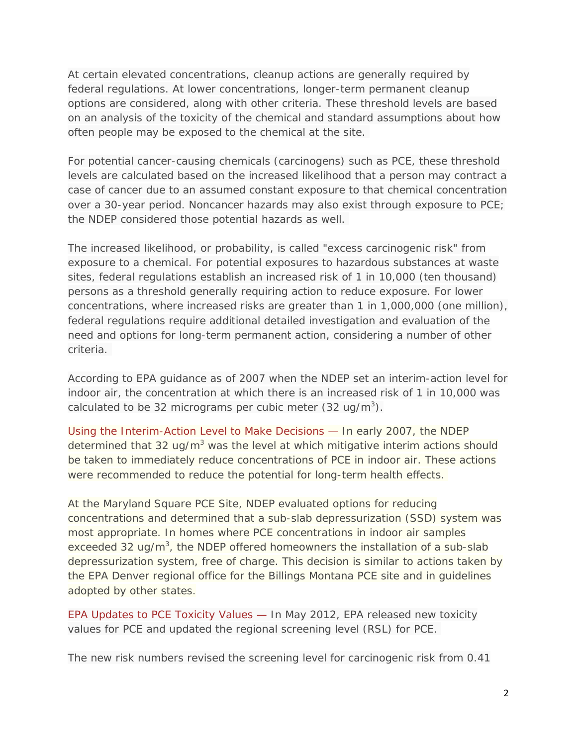At certain elevated concentrations, cleanup actions are generally required by federal regulations. At lower concentrations, longer-term permanent cleanup options are considered, along with other criteria. These threshold levels are based on an analysis of the toxicity of the chemical and standard assumptions about how often people may be exposed to the chemical at the site.

For potential cancer-causing chemicals (carcinogens) such as PCE, these threshold levels are calculated based on the increased likelihood that a person may contract a case of cancer due to an assumed constant exposure to that chemical concentration over a 30-year period. Noncancer hazards may also exist through exposure to PCE; the NDEP considered those potential hazards as well.

The increased likelihood, or probability, is called "excess carcinogenic risk" from exposure to a chemical. For potential exposures to hazardous substances at waste sites, federal regulations establish an increased risk of 1 in 10,000 (ten thousand) persons as a threshold generally requiring action to reduce exposure. For lower concentrations, where increased risks are greater than 1 in 1,000,000 (one million), federal regulations require additional detailed investigation and evaluation of the need and options for long-term permanent action, considering a number of other criteria.

According to EPA guidance as of 2007 when the NDEP set an interim-action level for indoor air, the concentration at which there is an increased risk of 1 in 10,000 was calculated to be 32 micrograms per cubic meter (32 ug/m$^3$).

Using the Interim-Action Level to Make Decisions — In early 2007, the NDEP determined that 32 ug/m$^3$ was the level at which mitigative interim actions should be taken to immediately reduce concentrations of PCE in indoor air. These actions were recommended to reduce the potential for long-term health effects.

At the Maryland Square PCE Site, NDEP evaluated options for reducing concentrations and determined that a sub-slab depressurization (SSD) system was most appropriate. In homes where PCE concentrations in indoor air samples exceeded 32 ug/m$^3$, the NDEP offered homeowners the installation of a sub-slab depressurization system, free of charge. This decision is similar to actions taken by the EPA Denver regional office for the Billings Montana PCE site and in guidelines adopted by other states.

EPA Updates to PCE Toxicity Values — In May 2012, EPA released new toxicity values for PCE and updated the regional screening level (RSL) for PCE.

The new risk numbers revised the screening level for carcinogenic risk from 0.41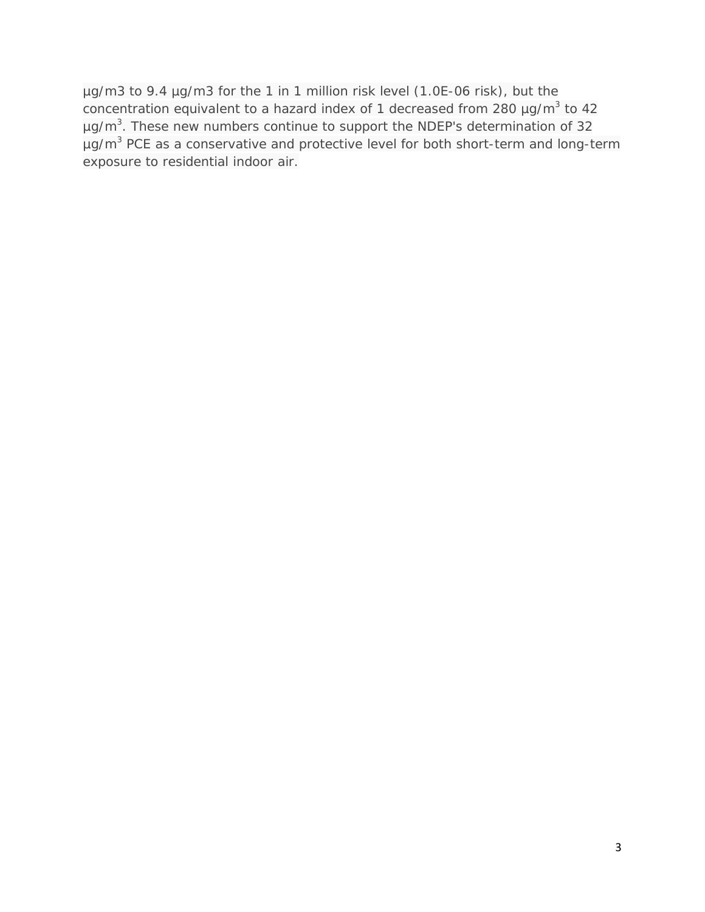μg/m3 to 9.4 μg/m3 for the 1 in 1 million risk level (1.0E-06 risk), but the concentration equivalent to a hazard index of 1 decreased from 280 μg/$m^3$ to 42 μg/$m^3$. These new numbers continue to support the NDEP's determination of 32 μg/$m^3$ PCE as a conservative and protective level for both short-term and long-term exposure to residential indoor air.